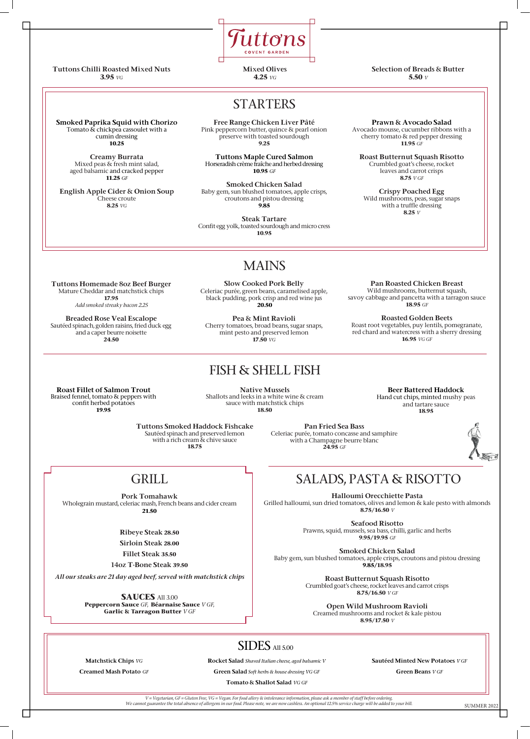# Tuttons

COVENT GARDEN

**Tuttons Chilli Roasted Mixed Nuts**
**3.95** *VG*

**Mixed Olives**
**4.25** *VG*

**Selection of Breads & Butter**
**5.50** *V*

## STARTERS

**Smoked Paprika Squid with Chorizo**
Tomato & chickpea cassoulet with a cumin dressing
**10.25**

**Creamy Burrata**
Mixed peas & fresh mint salad, aged balsamic and cracked pepper
**11.25** *GF*

**English Apple Cider & Onion Soup**
Cheese croute
**8.25** *VG*

**Free Range Chicken Liver Pâté**
Pink peppercorn butter, quince & pearl onion preserve with toasted sourdough
**9.25**

**Tuttons Maple Cured Salmon**
Horseradish crème fraîche and herbed dressing
**10.95** *GF*

**Smoked Chicken Salad**
Baby gem, sun blushed tomatoes, apple crisps, croutons and pistou dressing
**9.85**

**Steak Tartare**
Confit egg yolk, toasted sourdough and micro cress
**10.95**

**Prawn & Avocado Salad**
Avocado mousse, cucumber ribbons with a cherry tomato & red pepper dressing
**11.95** *GF*

**Roast Butternut Squash Risotto**
Crumbled goat's cheese, rocket leaves and carrot crisps
**8.75** *V GF*

**Crispy Poached Egg**
Wild mushrooms, peas, sugar snaps with a truffle dressing
**8.25** *V*

## MAINS

**Tuttons Homemade 8oz Beef Burger**
Mature Cheddar and matchstick chips
**17.95**
*Add smoked streaky bacon 2.25*

**Breaded Rose Veal Escalope**
Sautéed spinach, golden raisins, fried duck egg and a caper beurre noisette
**24.50**

**Slow Cooked Pork Belly**
Celeriac purée, green beans, caramelised apple, black pudding, pork crisp and red wine jus
**20.50**

**Pea & Mint Ravioli**
Cherry tomatoes, broad beans, sugar snaps, mint pesto and preserved lemon
**17.50** *VG*

**Pan Roasted Chicken Breast**
Wild mushrooms, butternut squash, savoy cabbage and pancetta with a tarragon sauce
**18.95** *GF*

**Roasted Golden Beets**
Roast root vegetables, puy lentils, pomegranate, red chard and watercress with a sherry dressing
**16.95** *VG GF*

## FISH & SHELL FISH

**Roast Fillet of Salmon Trout**
Braised fennel, tomato & peppers with confit herbed potatoes
**19.95**

**Native Mussels**
Shallots and leeks in a white wine & cream sauce with matchstick chips
**18.50**

**Beer Battered Haddock**
Hand cut chips, minted mushy peas and tartare sauce
**18.95**

**Tuttons Smoked Haddock Fishcake**
Sautéed spinach and preserved lemon with a rich cream & chive sauce
**18.75**

**Pan Fried Sea Bass**
Celeriac purée, tomato concasse and samphire with a Champagne beurre blanc
**24.95** *GF*

## GRILL

**Pork Tomahawk**
Wholegrain mustard, celeriac mash, French beans and cider cream
**21.50**

**Ribeye Steak 28.50**

**Sirloin Steak 28.00**

**Fillet Steak 35.50**

**14oz T-Bone Steak 39.50**

*All our steaks are 21 day aged beef, served with matchstick chips*

**SAUCES** All 3.00
**Peppercorn Sauce** *GF*, **Béarnaise Sauce** *V GF*, **Garlic & Tarragon Butter** *V GF*

## SALADS, PASTA & RISOTTO

**Halloumi Orecchiette Pasta**
Grilled halloumi, sun dried tomatoes, olives and lemon & kale pesto with almonds
**8.75/16.50** *V*

**Seafood Risotto**
Prawns, squid, mussels, sea bass, chilli, garlic and herbs
**9.95/19.95** *GF*

**Smoked Chicken Salad**
Baby gem, sun blushed tomatoes, apple crisps, croutons and pistou dressing
**9.85/18.95**

**Roast Butternut Squash Risotto**
Crumbled goat's cheese, rocket leaves and carrot crisps
**8.75/16.50** *V GF*

**Open Wild Mushroom Ravioli**
Creamed mushrooms and rocket & kale pistou
**8.95/17.50** *V*

## SIDES All 5.00

**Matchstick Chips** *VG*

**Creamed Mash Potato** *GF*

**Rocket Salad** *Shaved Italian cheese, aged balsamic V*

**Green Salad** *Soft herbs & house dressing VG GF*

**Tomato & Shallot Salad** *VG GF*

**Sautéed Minted New Potatoes** *V GF*

**Green Beans** *V GF*

*V = Vegetarian, GF = Gluten Free, VG = Vegan. For food allery & intolerance information, please ask a member of staff before ordering.*
*We cannot guarantee the total absence of allergens in our food. Please note, we are now cashless. An optional 12.5% service charge will be added to your bill.*

SUMMER 2022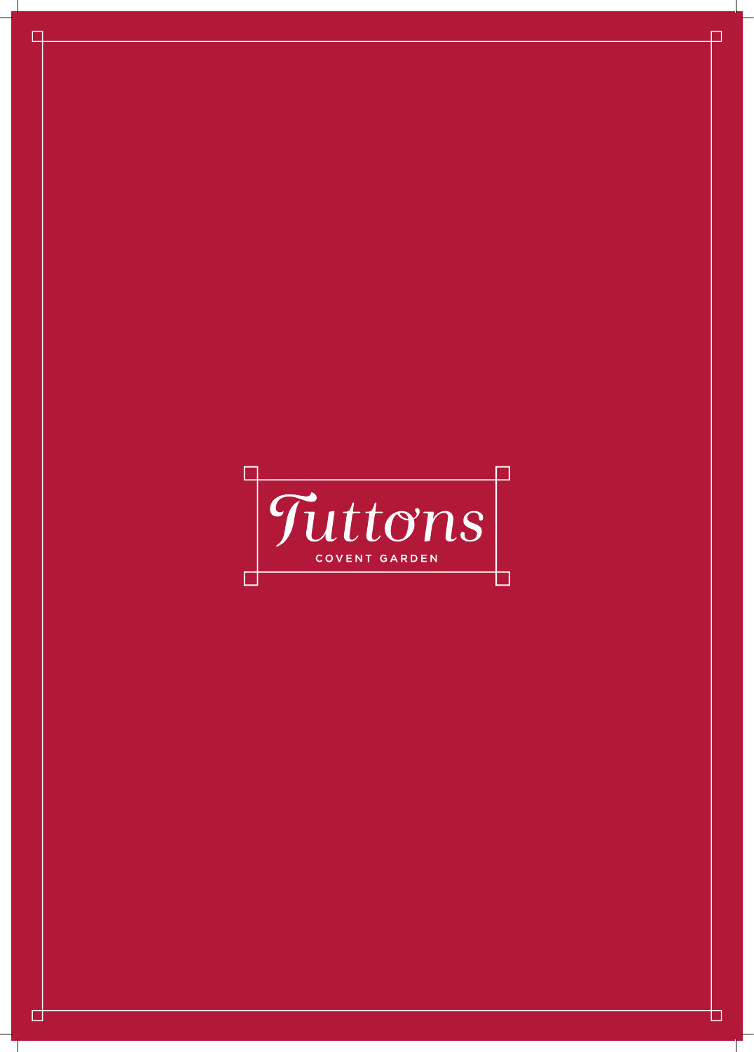Tuttons

COVENT GARDEN